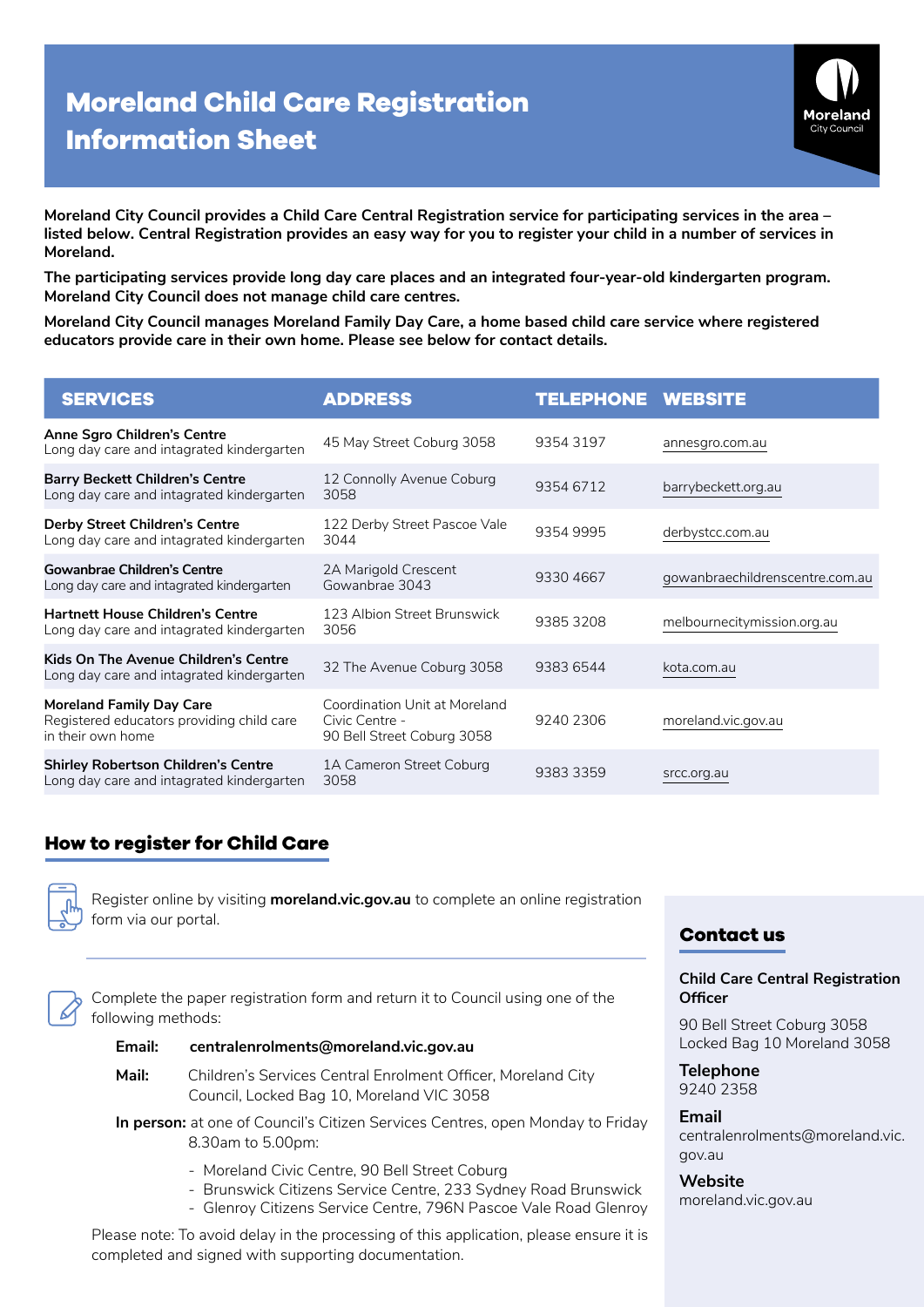# Moreland Child Care Registration Information Sheet

**Moreland City Council provides a Child Care Central Registration service for participating services in the area – listed below. Central Registration provides an easy way for you to register your child in a number of services in Moreland.**

**The participating services provide long day care places and an integrated four-year-old kindergarten program. Moreland City Council does not manage child care centres.**

**Moreland City Council manages Moreland Family Day Care, a home based child care service where registered educators provide care in their own home. Please see below for contact details.**

| SERVICES | ADDRESS | TELEPHONE | WEBSITE |
|---|---|---|---|
| **Anne Sgro Children's Centre** Long day care and intagrated kindergarten | 45 May Street Coburg 3058 | 9354 3197 | annesgro.com.au |
| **Barry Beckett Children's Centre** Long day care and intagrated kindergarten | 12 Connolly Avenue Coburg 3058 | 9354 6712 | barrybeckett.org.au |
| **Derby Street Children's Centre** Long day care and intagrated kindergarten | 122 Derby Street Pascoe Vale 3044 | 9354 9995 | derbystcc.com.au |
| **Gowanbrae Children's Centre** Long day care and intagrated kindergarten | 2A Marigold Crescent Gowanbrae 3043 | 9330 4667 | gowanbraechildrenscentre.com.au |
| **Hartnett House Children's Centre** Long day care and intagrated kindergarten | 123 Albion Street Brunswick 3056 | 9385 3208 | melbournecitymission.org.au |
| **Kids On The Avenue Children's Centre** Long day care and intagrated kindergarten | 32 The Avenue Coburg 3058 | 9383 6544 | kota.com.au |
| **Moreland Family Day Care** Registered educators providing child care in their own home | Coordination Unit at Moreland Civic Centre - 90 Bell Street Coburg 3058 | 9240 2306 | moreland.vic.gov.au |
| **Shirley Robertson Children's Centre** Long day care and intagrated kindergarten | 1A Cameron Street Coburg 3058 | 9383 3359 | srcc.org.au |

## How to register for Child Care

Register online by visiting **moreland.vic.gov.au** to complete an online registration form via our portal.

Complete the paper registration form and return it to Council using one of the following methods:

**Email:** **centralenrolments@moreland.vic.gov.au**

**Mail:** Children's Services Central Enrolment Officer, Moreland City Council, Locked Bag 10, Moreland VIC 3058

**In person:** at one of Council's Citizen Services Centres, open Monday to Friday 8.30am to 5.00pm:

- Moreland Civic Centre, 90 Bell Street Coburg
- Brunswick Citizens Service Centre, 233 Sydney Road Brunswick
- Glenroy Citizens Service Centre, 796N Pascoe Vale Road Glenroy

Please note: To avoid delay in the processing of this application, please ensure it is completed and signed with supporting documentation.

## Contact us

**Child Care Central Registration Officer**

90 Bell Street Coburg 3058
Locked Bag 10 Moreland 3058

**Telephone**
9240 2358

**Email**
centralenrolments@moreland.vic.gov.au

**Website**
moreland.vic.gov.au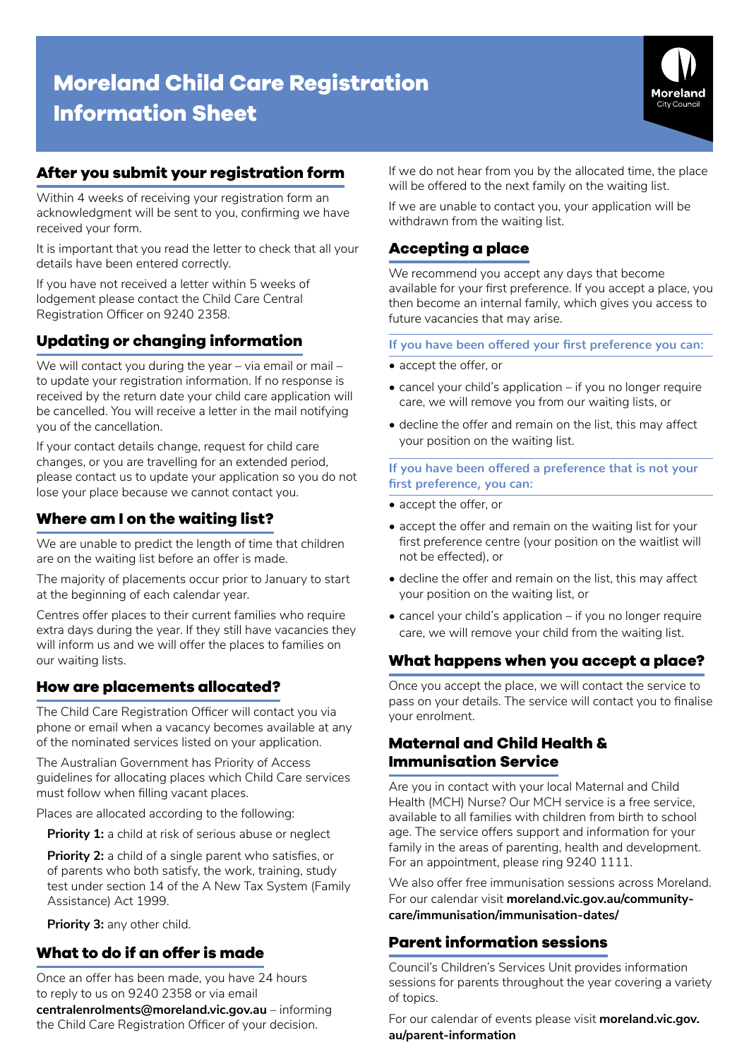# Moreland Child Care Registration Information Sheet

## After you submit your registration form

Within 4 weeks of receiving your registration form an acknowledgment will be sent to you, confirming we have received your form.

It is important that you read the letter to check that all your details have been entered correctly.

If you have not received a letter within 5 weeks of lodgement please contact the Child Care Central Registration Officer on 9240 2358.

## Updating or changing information

We will contact you during the year – via email or mail – to update your registration information. If no response is received by the return date your child care application will be cancelled. You will receive a letter in the mail notifying you of the cancellation.

If your contact details change, request for child care changes, or you are travelling for an extended period, please contact us to update your application so you do not lose your place because we cannot contact you.

## Where am I on the waiting list?

We are unable to predict the length of time that children are on the waiting list before an offer is made.

The majority of placements occur prior to January to start at the beginning of each calendar year.

Centres offer places to their current families who require extra days during the year. If they still have vacancies they will inform us and we will offer the places to families on our waiting lists.

## How are placements allocated?

The Child Care Registration Officer will contact you via phone or email when a vacancy becomes available at any of the nominated services listed on your application.

The Australian Government has Priority of Access guidelines for allocating places which Child Care services must follow when filling vacant places.

Places are allocated according to the following:

**Priority 1:** a child at risk of serious abuse or neglect

**Priority 2:** a child of a single parent who satisfies, or of parents who both satisfy, the work, training, study test under section 14 of the A New Tax System (Family Assistance) Act 1999.

**Priority 3:** any other child.

## What to do if an offer is made

Once an offer has been made, you have 24 hours to reply to us on 9240 2358 or via email **centralenrolments@moreland.vic.gov.au** – informing the Child Care Registration Officer of your decision.

If we do not hear from you by the allocated time, the place will be offered to the next family on the waiting list.

If we are unable to contact you, your application will be withdrawn from the waiting list.

## Accepting a place

We recommend you accept any days that become available for your first preference. If you accept a place, you then become an internal family, which gives you access to future vacancies that may arise.

**If you have been offered your first preference you can:**

- accept the offer, or
- cancel your child's application – if you no longer require care, we will remove you from our waiting lists, or
- decline the offer and remain on the list, this may affect your position on the waiting list.

**If you have been offered a preference that is not your first preference, you can:**

- accept the offer, or
- accept the offer and remain on the waiting list for your first preference centre (your position on the waitlist will not be effected), or
- decline the offer and remain on the list, this may affect your position on the waiting list, or
- cancel your child's application – if you no longer require care, we will remove your child from the waiting list.

## What happens when you accept a place?

Once you accept the place, we will contact the service to pass on your details. The service will contact you to finalise your enrolment.

## Maternal and Child Health & Immunisation Service

Are you in contact with your local Maternal and Child Health (MCH) Nurse? Our MCH service is a free service, available to all families with children from birth to school age. The service offers support and information for your family in the areas of parenting, health and development. For an appointment, please ring 9240 1111.

We also offer free immunisation sessions across Moreland. For our calendar visit **moreland.vic.gov.au/community-care/immunisation/immunisation-dates/**

## Parent information sessions

Council's Children's Services Unit provides information sessions for parents throughout the year covering a variety of topics.

For our calendar of events please visit **moreland.vic.gov.au/parent-information**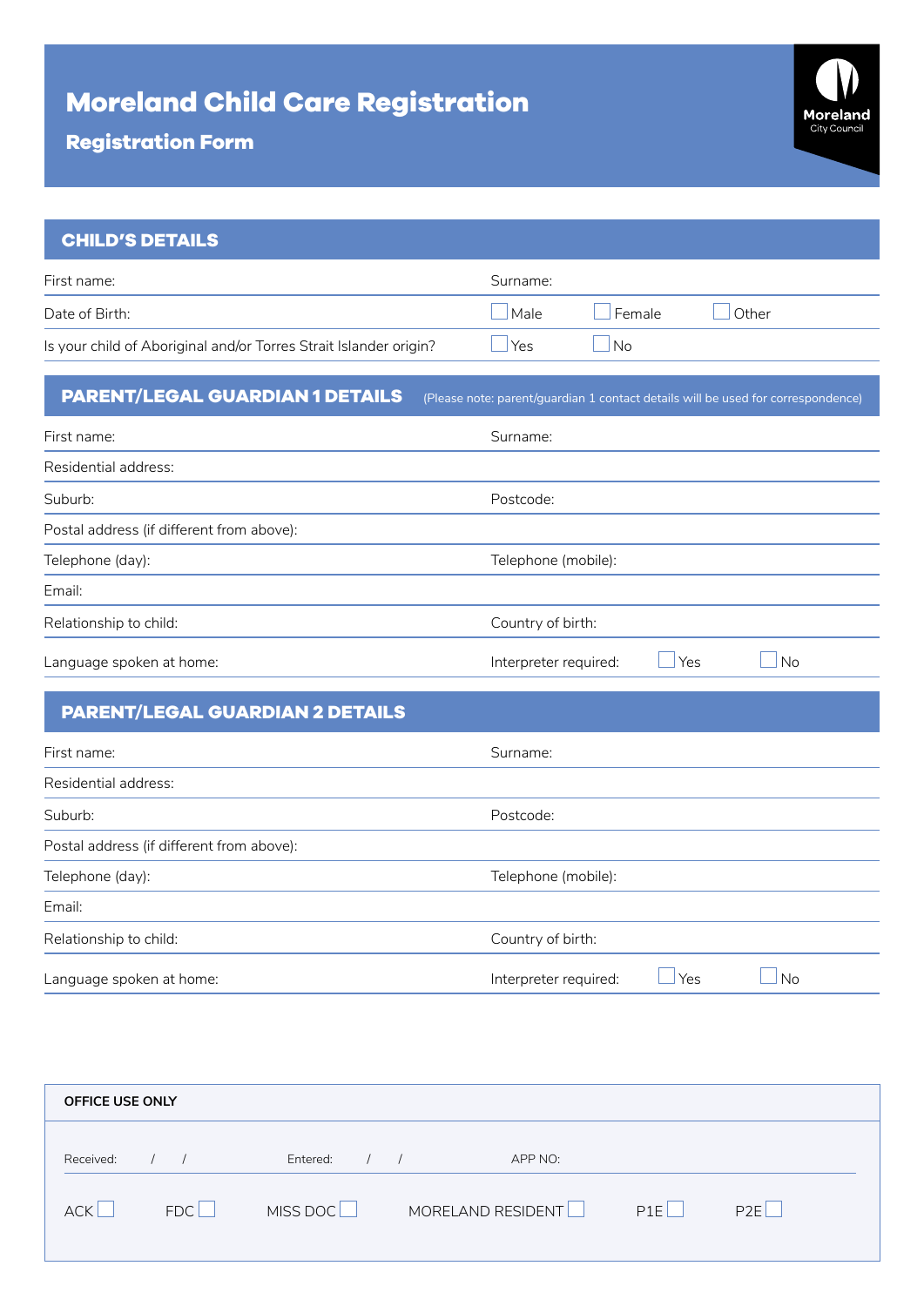# Moreland Child Care Registration

## Registration Form

Moreland City Council

## CHILD'S DETAILS

| | |
|---|---|
| First name: | Surname: |
| Date of Birth: | ☐ Male ☐ Female ☐ Other |
| Is your child of Aboriginal and/or Torres Strait Islander origin? | ☐ Yes ☐ No |

## PARENT/LEGAL GUARDIAN 1 DETAILS

(Please note: parent/guardian 1 contact details will be used for correspondence)

| | |
|---|---|
| First name: | Surname: |
| Residential address: | |
| Suburb: | Postcode: |
| Postal address (if different from above): | |
| Telephone (day): | Telephone (mobile): |
| Email: | |
| Relationship to child: | Country of birth: |
| Language spoken at home: | Interpreter required: ☐ Yes ☐ No |

## PARENT/LEGAL GUARDIAN 2 DETAILS

| | |
|---|---|
| First name: | Surname: |
| Residential address: | |
| Suburb: | Postcode: |
| Postal address (if different from above): | |
| Telephone (day): | Telephone (mobile): |
| Email: | |
| Relationship to child: | Country of birth: |
| Language spoken at home: | Interpreter required: ☐ Yes ☐ No |

**OFFICE USE ONLY**

Received: / / Entered: / / APP NO:

ACK ☐ FDC ☐ MISS DOC ☐ MORELAND RESIDENT ☐ P1E ☐ P2E ☐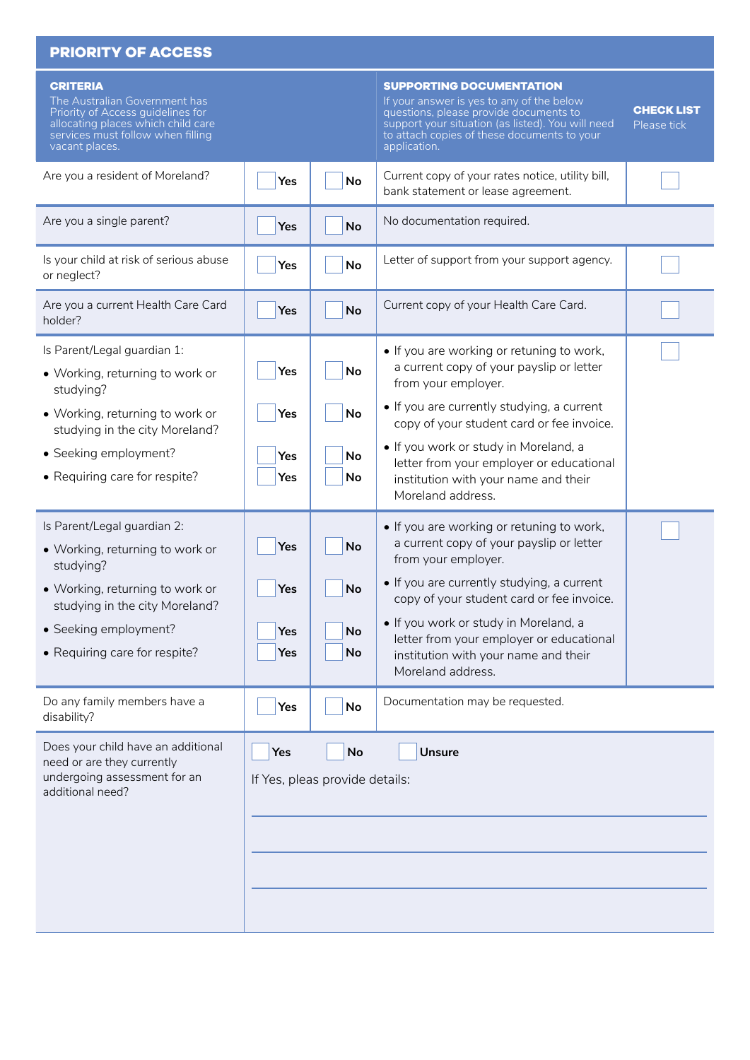## PRIORITY OF ACCESS

| **CRITERIA** The Australian Government has Priority of Access guidelines for allocating places which child care services must follow when filling vacant places. | | | **SUPPORTING DOCUMENTATION** If your answer is yes to any of the below questions, please provide documents to support your situation (as listed). You will need to attach copies of these documents to your application. | **CHECK LIST** Please tick |
|---|---|---|---|---|
| Are you a resident of Moreland? | ☐ Yes | ☐ No | Current copy of your rates notice, utility bill, bank statement or lease agreement. | ☐ |
| Are you a single parent? | ☐ Yes | ☐ No | No documentation required. | |
| Is your child at risk of serious abuse or neglect? | ☐ Yes | ☐ No | Letter of support from your support agency. | ☐ |
| Are you a current Health Care Card holder? | ☐ Yes | ☐ No | Current copy of your Health Care Card. | ☐ |
| Is Parent/Legal guardian 1:<br>• Working, returning to work or studying?<br>• Working, returning to work or studying in the city Moreland?<br>• Seeking employment?<br>• Requiring care for respite? | <br>☐ Yes<br>☐ Yes<br>☐ Yes<br>☐ Yes | <br>☐ No<br>☐ No<br>☐ No<br>☐ No | • If you are working or retuning to work, a current copy of your payslip or letter from your employer.<br>• If you are currently studying, a current copy of your student card or fee invoice.<br>• If you work or study in Moreland, a letter from your employer or educational institution with your name and their Moreland address. | ☐ |
| Is Parent/Legal guardian 2:<br>• Working, returning to work or studying?<br>• Working, returning to work or studying in the city Moreland?<br>• Seeking employment?<br>• Requiring care for respite? | <br>☐ Yes<br>☐ Yes<br>☐ Yes<br>☐ Yes | <br>☐ No<br>☐ No<br>☐ No<br>☐ No | • If you are working or retuning to work, a current copy of your payslip or letter from your employer.<br>• If you are currently studying, a current copy of your student card or fee invoice.<br>• If you work or study in Moreland, a letter from your employer or educational institution with your name and their Moreland address. | ☐ |
| Do any family members have a disability? | ☐ Yes | ☐ No | Documentation may be requested. | |
| Does your child have an additional need or are they currently undergoing assessment for an additional need? | ☐ Yes ☐ No ☐ Unsure<br>If Yes, pleas provide details:<br>\_\_\_\_\_\_\_\_\_\_\_\_\_\_\_\_\_\_\_\_<br>\_\_\_\_\_\_\_\_\_\_\_\_\_\_\_\_\_\_\_\_<br>\_\_\_\_\_\_\_\_\_\_\_\_\_\_\_\_\_\_\_\_ | | | |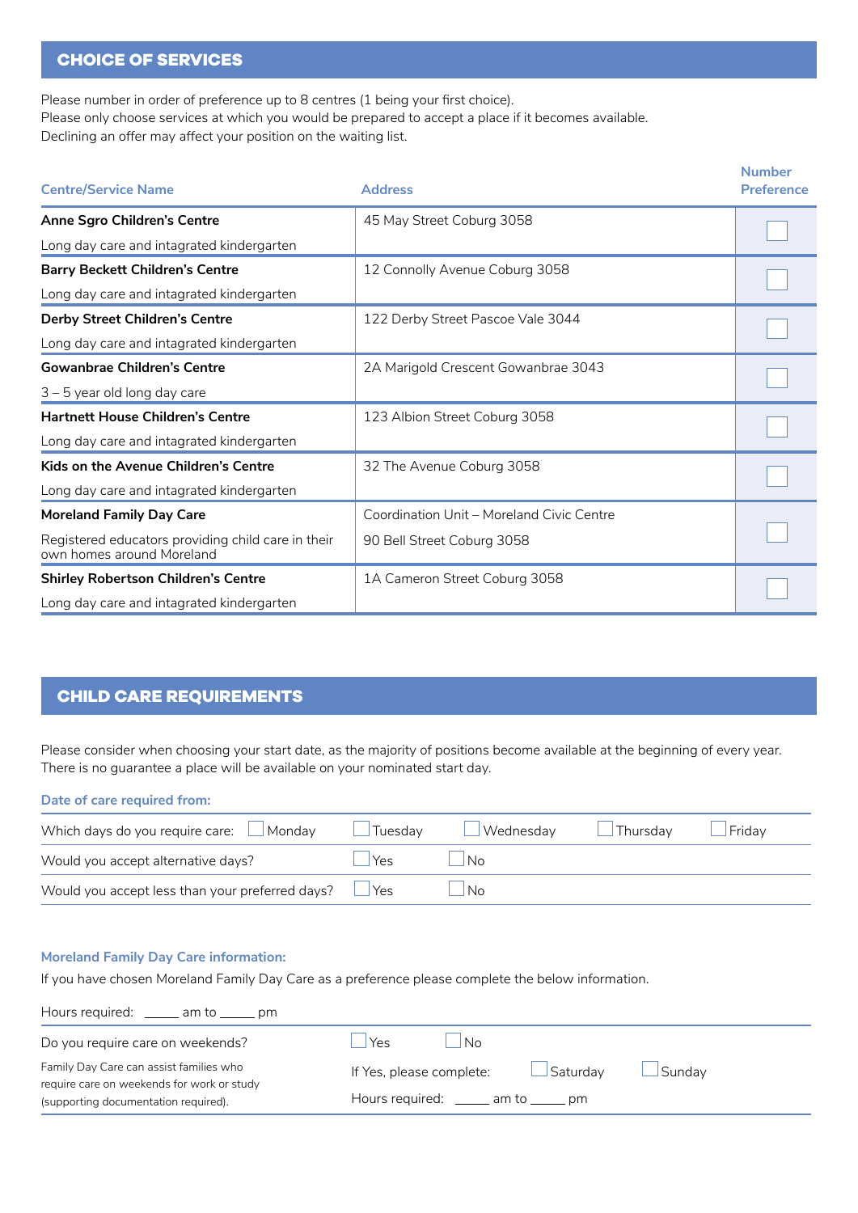## CHOICE OF SERVICES

Please number in order of preference up to 8 centres (1 being your first choice).
Please only choose services at which you would be prepared to accept a place if it becomes available.
Declining an offer may affect your position on the waiting list.

| Centre/Service Name | Address | Number Preference |
|---|---|---|
| **Anne Sgro Children's Centre**<br>Long day care and intagrated kindergarten | 45 May Street Coburg 3058 | ☐ |
| **Barry Beckett Children's Centre**<br>Long day care and intagrated kindergarten | 12 Connolly Avenue Coburg 3058 | ☐ |
| **Derby Street Children's Centre**<br>Long day care and intagrated kindergarten | 122 Derby Street Pascoe Vale 3044 | ☐ |
| **Gowanbrae Children's Centre**<br>3 – 5 year old long day care | 2A Marigold Crescent Gowanbrae 3043 | ☐ |
| **Hartnett House Children's Centre**<br>Long day care and intagrated kindergarten | 123 Albion Street Coburg 3058 | ☐ |
| **Kids on the Avenue Children's Centre**<br>Long day care and intagrated kindergarten | 32 The Avenue Coburg 3058 | ☐ |
| **Moreland Family Day Care**<br>Registered educators providing child care in their own homes around Moreland | Coordination Unit – Moreland Civic Centre<br>90 Bell Street Coburg 3058 | ☐ |
| **Shirley Robertson Children's Centre**<br>Long day care and intagrated kindergarten | 1A Cameron Street Coburg 3058 | ☐ |

## CHILD CARE REQUIREMENTS

Please consider when choosing your start date, as the majority of positions become available at the beginning of every year. There is no guarantee a place will be available on your nominated start day.

**Date of care required from:**

Which days do you require care: ☐ Monday ☐ Tuesday ☐ Wednesday ☐ Thursday ☐ Friday

Would you accept alternative days? ☐ Yes ☐ No

Would you accept less than your preferred days? ☐ Yes ☐ No

**Moreland Family Day Care information:**

If you have chosen Moreland Family Day Care as a preference please complete the below information.

Hours required: _____ am to _____ pm

Do you require care on weekends? ☐ Yes ☐ No

Family Day Care can assist families who require care on weekends for work or study (supporting documentation required).

If Yes, please complete: ☐ Saturday ☐ Sunday

Hours required: _____ am to _____ pm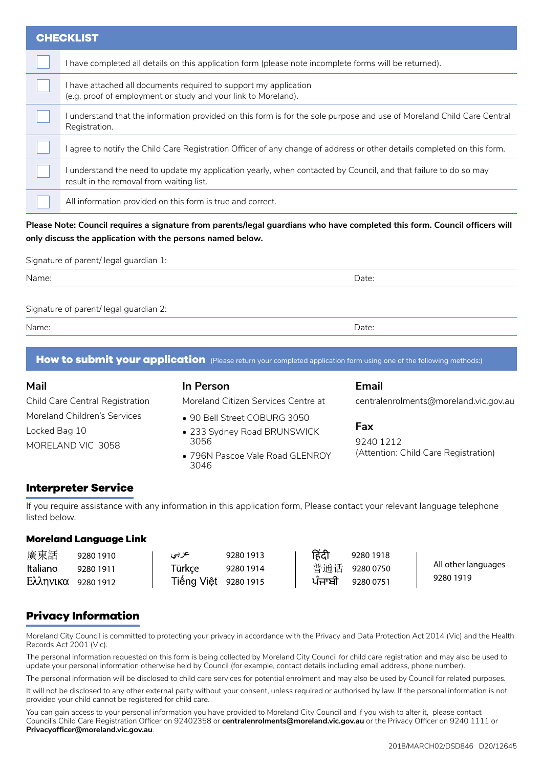## CHECKLIST

- ☐ I have completed all details on this application form (please note incomplete forms will be returned).
- ☐ I have attached all documents required to support my application (e.g. proof of employment or study and your link to Moreland).
- ☐ I understand that the information provided on this form is for the sole purpose and use of Moreland Child Care Central Registration.
- ☐ I agree to notify the Child Care Registration Officer of any change of address or other details completed on this form.
- ☐ I understand the need to update my application yearly, when contacted by Council, and that failure to do so may result in the removal from waiting list.
- ☐ All information provided on this form is true and correct.

**Please Note: Council requires a signature from parents/legal guardians who have completed this form. Council officers will only discuss the application with the persons named below.**

Signature of parent/ legal guardian 1:

Name: Date:

Signature of parent/ legal guardian 2:

Name: Date:

## How to submit your application (Please return your completed application form using one of the following methods:)

### Mail

Child Care Central Registration
Moreland Children's Services
Locked Bag 10
MORELAND VIC 3058

### In Person

Moreland Citizen Services Centre at

- 90 Bell Street COBURG 3050
- 233 Sydney Road BRUNSWICK 3056
- 796N Pascoe Vale Road GLENROY 3046

### Email

centralenrolments@moreland.vic.gov.au

### Fax

9240 1212
(Attention: Child Care Registration)

## Interpreter Service

If you require assistance with any information in this application form, Please contact your relevant language telephone listed below.

### Moreland Language Link

| | | | | | | |
|---|---|---|---|---|---|---|
| 廣東話 | 9280 1910 | عربي | 9280 1913 | हिंदी | 9280 1918 | All other languages 9280 1919 |
| Italiano | 9280 1911 | Türkçe | 9280 1914 | 普通话 | 9280 0750 | |
| Ελληνικα | 9280 1912 | Tiếng Việt | 9280 1915 | ਪੰਜਾਬੀ | 9280 0751 | |

## Privacy Information

Moreland City Council is committed to protecting your privacy in accordance with the Privacy and Data Protection Act 2014 (Vic) and the Health Records Act 2001 (Vic).

The personal information requested on this form is being collected by Moreland City Council for child care registration and may also be used to update your personal information otherwise held by Council (for example, contact details including email address, phone number).

The personal information will be disclosed to child care services for potential enrolment and may also be used by Council for related purposes.

It will not be disclosed to any other external party without your consent, unless required or authorised by law. If the personal information is not provided your child cannot be registered for child care.

You can gain access to your personal information you have provided to Moreland City Council and if you wish to alter it, please contact Council's Child Care Registration Officer on 92402358 or **centralenrolments@moreland.vic.gov.au** or the Privacy Officer on 9240 1111 or **Privacyofficer@moreland.vic.gov.au**.

2018/MARCH02/DSD846 D20/12645